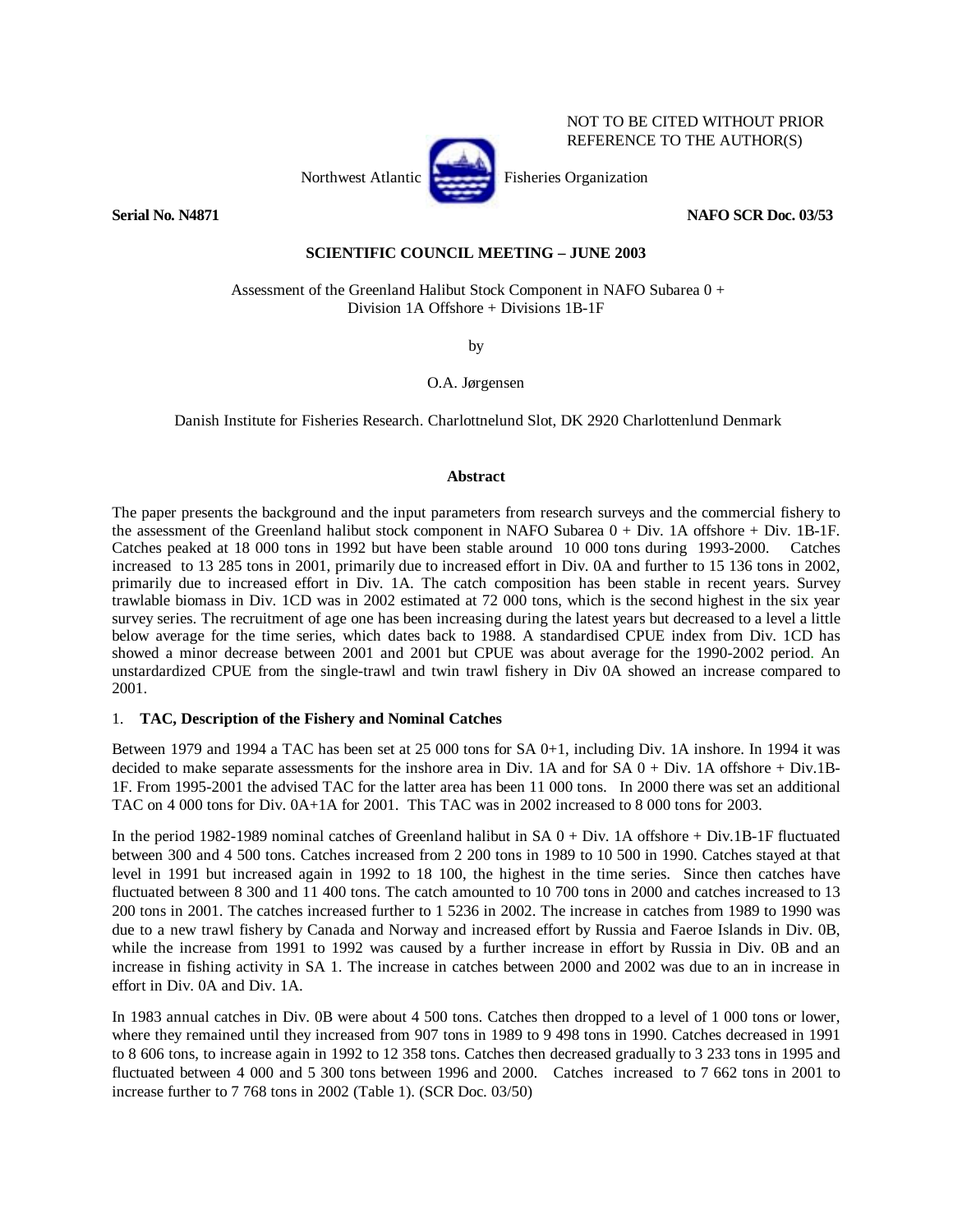NOT TO BE CITED WITHOUT PRIOR REFERENCE TO THE AUTHOR(S)

Northwest Atlantic Fisheries Organization

**Serial No. N4871** **NAFO SCR Doc. 03/53**

**SCIENTIFIC COUNCIL MEETING – JUNE 2003**

Assessment of the Greenland Halibut Stock Component in NAFO Subarea 0 + Division 1A Offshore + Divisions 1B-1F

by

O.A. Jørgensen

Danish Institute for Fisheries Research. Charlottnelund Slot, DK 2920 Charlottenlund Denmark

**Abstract**

The paper presents the background and the input parameters from research surveys and the commercial fishery to the assessment of the Greenland halibut stock component in NAFO Subarea 0 + Div. 1A offshore + Div. 1B-1F. Catches peaked at 18 000 tons in 1992 but have been stable around 10 000 tons during 1993-2000. Catches increased to 13 285 tons in 2001, primarily due to increased effort in Div. 0A and further to 15 136 tons in 2002, primarily due to increased effort in Div. 1A. The catch composition has been stable in recent years. Survey trawlable biomass in Div. 1CD was in 2002 estimated at 72 000 tons, which is the second highest in the six year survey series. The recruitment of age one has been increasing during the latest years but decreased to a level a little below average for the time series, which dates back to 1988. A standardised CPUE index from Div. 1CD has showed a minor decrease between 2001 and 2001 but CPUE was about average for the 1990-2002 period. An unstardardized CPUE from the single-trawl and twin trawl fishery in Div 0A showed an increase compared to 2001.

1. **TAC, Description of the Fishery and Nominal Catches**

Between 1979 and 1994 a TAC has been set at 25 000 tons for SA 0+1, including Div. 1A inshore. In 1994 it was decided to make separate assessments for the inshore area in Div. 1A and for SA 0 + Div. 1A offshore + Div.1B-1F. From 1995-2001 the advised TAC for the latter area has been 11 000 tons. In 2000 there was set an additional TAC on 4 000 tons for Div. 0A+1A for 2001. This TAC was in 2002 increased to 8 000 tons for 2003.

In the period 1982-1989 nominal catches of Greenland halibut in SA 0 + Div. 1A offshore + Div.1B-1F fluctuated between 300 and 4 500 tons. Catches increased from 2 200 tons in 1989 to 10 500 in 1990. Catches stayed at that level in 1991 but increased again in 1992 to 18 100, the highest in the time series. Since then catches have fluctuated between 8 300 and 11 400 tons. The catch amounted to 10 700 tons in 2000 and catches increased to 13 200 tons in 2001. The catches increased further to 1 5236 in 2002. The increase in catches from 1989 to 1990 was due to a new trawl fishery by Canada and Norway and increased effort by Russia and Faeroe Islands in Div. 0B, while the increase from 1991 to 1992 was caused by a further increase in effort by Russia in Div. 0B and an increase in fishing activity in SA 1. The increase in catches between 2000 and 2002 was due to an in increase in effort in Div. 0A and Div. 1A.

In 1983 annual catches in Div. 0B were about 4 500 tons. Catches then dropped to a level of 1 000 tons or lower, where they remained until they increased from 907 tons in 1989 to 9 498 tons in 1990. Catches decreased in 1991 to 8 606 tons, to increase again in 1992 to 12 358 tons. Catches then decreased gradually to 3 233 tons in 1995 and fluctuated between 4 000 and 5 300 tons between 1996 and 2000. Catches increased to 7 662 tons in 2001 to increase further to 7 768 tons in 2002 (Table 1). (SCR Doc. 03/50)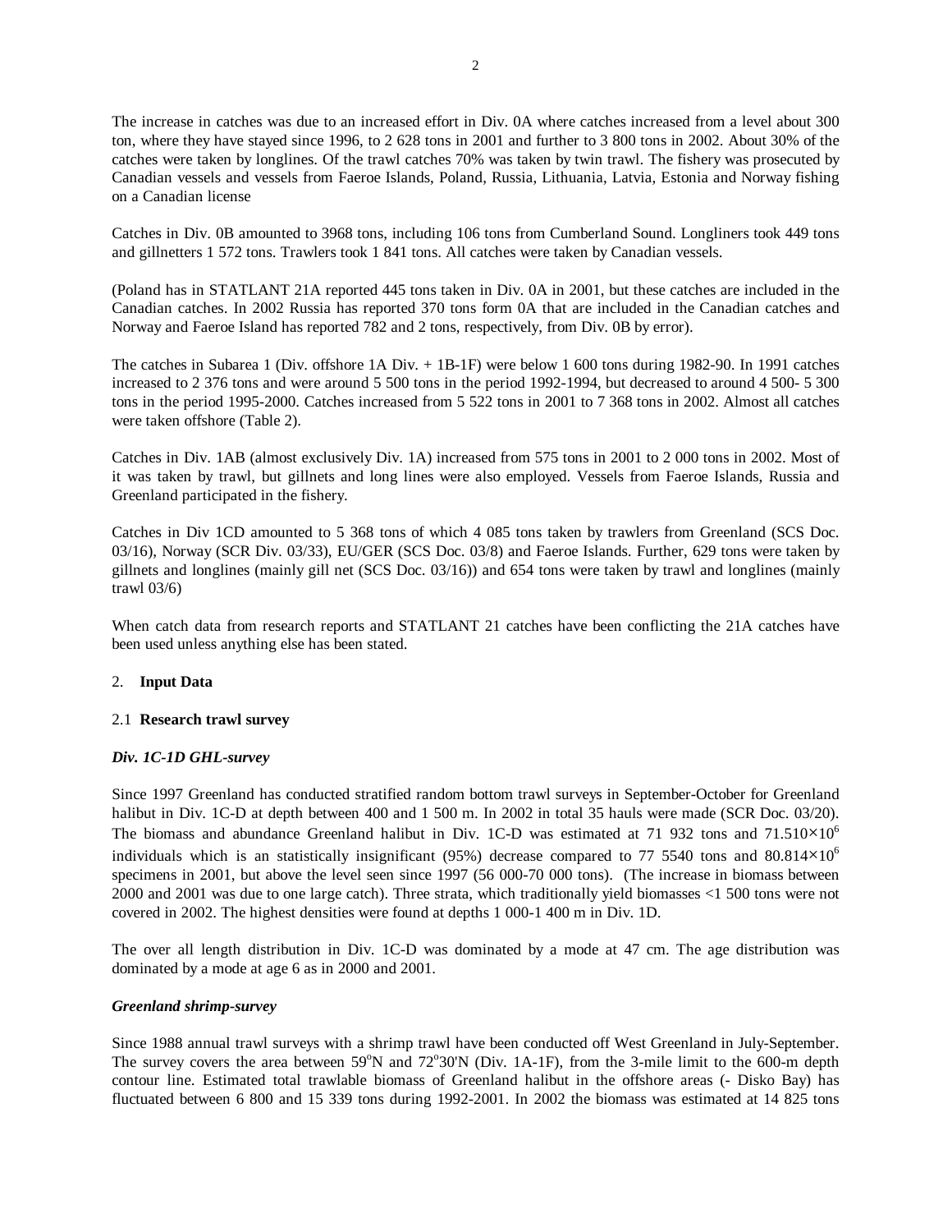The increase in catches was due to an increased effort in Div. 0A where catches increased from a level about 300 ton, where they have stayed since 1996, to 2 628 tons in 2001 and further to 3 800 tons in 2002. About 30% of the catches were taken by longlines. Of the trawl catches 70% was taken by twin trawl. The fishery was prosecuted by Canadian vessels and vessels from Faeroe Islands, Poland, Russia, Lithuania, Latvia, Estonia and Norway fishing on a Canadian license

Catches in Div. 0B amounted to 3968 tons, including 106 tons from Cumberland Sound. Longliners took 449 tons and gillnetters 1 572 tons. Trawlers took 1 841 tons. All catches were taken by Canadian vessels.

(Poland has in STATLANT 21A reported 445 tons taken in Div. 0A in 2001, but these catches are included in the Canadian catches. In 2002 Russia has reported 370 tons form 0A that are included in the Canadian catches and Norway and Faeroe Island has reported 782 and 2 tons, respectively, from Div. 0B by error).

The catches in Subarea 1 (Div. offshore 1A Div. + 1B-1F) were below 1 600 tons during 1982-90. In 1991 catches increased to 2 376 tons and were around 5 500 tons in the period 1992-1994, but decreased to around 4 500- 5 300 tons in the period 1995-2000. Catches increased from 5 522 tons in 2001 to 7 368 tons in 2002. Almost all catches were taken offshore (Table 2).

Catches in Div. 1AB (almost exclusively Div. 1A) increased from 575 tons in 2001 to 2 000 tons in 2002. Most of it was taken by trawl, but gillnets and long lines were also employed. Vessels from Faeroe Islands, Russia and Greenland participated in the fishery.

Catches in Div 1CD amounted to 5 368 tons of which 4 085 tons taken by trawlers from Greenland (SCS Doc. 03/16), Norway (SCR Div. 03/33), EU/GER (SCS Doc. 03/8) and Faeroe Islands. Further, 629 tons were taken by gillnets and longlines (mainly gill net (SCS Doc. 03/16)) and 654 tons were taken by trawl and longlines (mainly trawl 03/6)

When catch data from research reports and STATLANT 21 catches have been conflicting the 21A catches have been used unless anything else has been stated.

## 2. **Input Data**

### 2.1 **Research trawl survey**

#### *Div. 1C-1D GHL-survey*

Since 1997 Greenland has conducted stratified random bottom trawl surveys in September-October for Greenland halibut in Div. 1C-D at depth between 400 and 1 500 m. In 2002 in total 35 hauls were made (SCR Doc. 03/20). The biomass and abundance Greenland halibut in Div. 1C-D was estimated at 71 932 tons and $71.510\times10^{6}$ individuals which is an statistically insignificant (95%) decrease compared to 77 5540 tons and $80.814\times10^{6}$ specimens in 2001, but above the level seen since 1997 (56 000-70 000 tons). (The increase in biomass between 2000 and 2001 was due to one large catch). Three strata, which traditionally yield biomasses <1 500 tons were not covered in 2002. The highest densities were found at depths 1 000-1 400 m in Div. 1D.

The over all length distribution in Div. 1C-D was dominated by a mode at 47 cm. The age distribution was dominated by a mode at age 6 as in 2000 and 2001.

#### *Greenland shrimp-survey*

Since 1988 annual trawl surveys with a shrimp trawl have been conducted off West Greenland in July-September. The survey covers the area between 59°N and 72°30'N (Div. 1A-1F), from the 3-mile limit to the 600-m depth contour line. Estimated total trawlable biomass of Greenland halibut in the offshore areas (- Disko Bay) has fluctuated between 6 800 and 15 339 tons during 1992-2001. In 2002 the biomass was estimated at 14 825 tons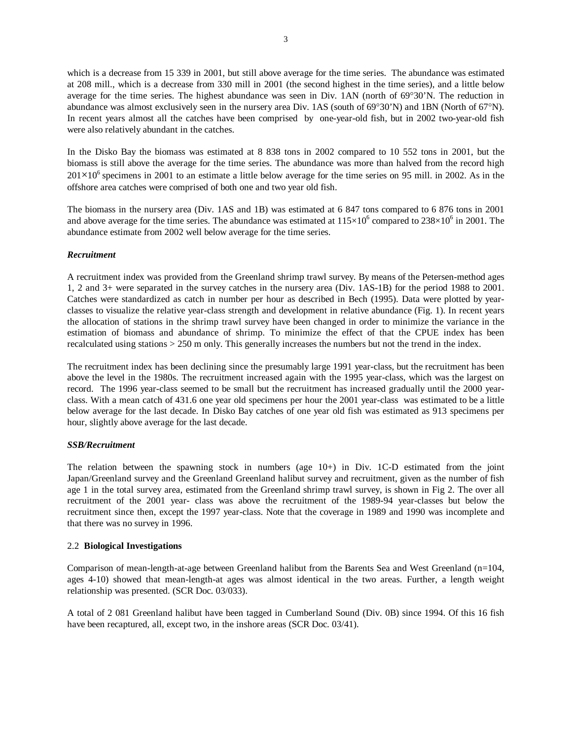which is a decrease from 15 339 in 2001, but still above average for the time series. The abundance was estimated at 208 mill., which is a decrease from 330 mill in 2001 (the second highest in the time series), and a little below average for the time series. The highest abundance was seen in Div. 1AN (north of 69°30'N. The reduction in abundance was almost exclusively seen in the nursery area Div. 1AS (south of 69°30'N) and 1BN (North of 67°N). In recent years almost all the catches have been comprised by one-year-old fish, but in 2002 two-year-old fish were also relatively abundant in the catches.

In the Disko Bay the biomass was estimated at 8 838 tons in 2002 compared to 10 552 tons in 2001, but the biomass is still above the average for the time series. The abundance was more than halved from the record high $201\times10^{6}$ specimens in 2001 to an estimate a little below average for the time series on 95 mill. in 2002. As in the offshore area catches were comprised of both one and two year old fish.

The biomass in the nursery area (Div. 1AS and 1B) was estimated at 6 847 tons compared to 6 876 tons in 2001 and above average for the time series. The abundance was estimated at $115\times10^{6}$ compared to $238\times10^{6}$ in 2001. The abundance estimate from 2002 well below average for the time series.

***Recruitment***

A recruitment index was provided from the Greenland shrimp trawl survey. By means of the Petersen-method ages 1, 2 and 3+ were separated in the survey catches in the nursery area (Div. 1AS-1B) for the period 1988 to 2001. Catches were standardized as catch in number per hour as described in Bech (1995). Data were plotted by year-classes to visualize the relative year-class strength and development in relative abundance (Fig. 1). In recent years the allocation of stations in the shrimp trawl survey have been changed in order to minimize the variance in the estimation of biomass and abundance of shrimp. To minimize the effect of that the CPUE index has been recalculated using stations > 250 m only. This generally increases the numbers but not the trend in the index.

The recruitment index has been declining since the presumably large 1991 year-class, but the recruitment has been above the level in the 1980s. The recruitment increased again with the 1995 year-class, which was the largest on record. The 1996 year-class seemed to be small but the recruitment has increased gradually until the 2000 year-class. With a mean catch of 431.6 one year old specimens per hour the 2001 year-class was estimated to be a little below average for the last decade. In Disko Bay catches of one year old fish was estimated as 913 specimens per hour, slightly above average for the last decade.

***SSB/Recruitment***

The relation between the spawning stock in numbers (age 10+) in Div. 1C-D estimated from the joint Japan/Greenland survey and the Greenland Greenland halibut survey and recruitment, given as the number of fish age 1 in the total survey area, estimated from the Greenland shrimp trawl survey, is shown in Fig 2. The over all recruitment of the 2001 year- class was above the recruitment of the 1989-94 year-classes but below the recruitment since then, except the 1997 year-class. Note that the coverage in 1989 and 1990 was incomplete and that there was no survey in 1996.

2.2 **Biological Investigations**

Comparison of mean-length-at-age between Greenland halibut from the Barents Sea and West Greenland (n=104, ages 4-10) showed that mean-length-at ages was almost identical in the two areas. Further, a length weight relationship was presented. (SCR Doc. 03/033).

A total of 2 081 Greenland halibut have been tagged in Cumberland Sound (Div. 0B) since 1994. Of this 16 fish have been recaptured, all, except two, in the inshore areas (SCR Doc. 03/41).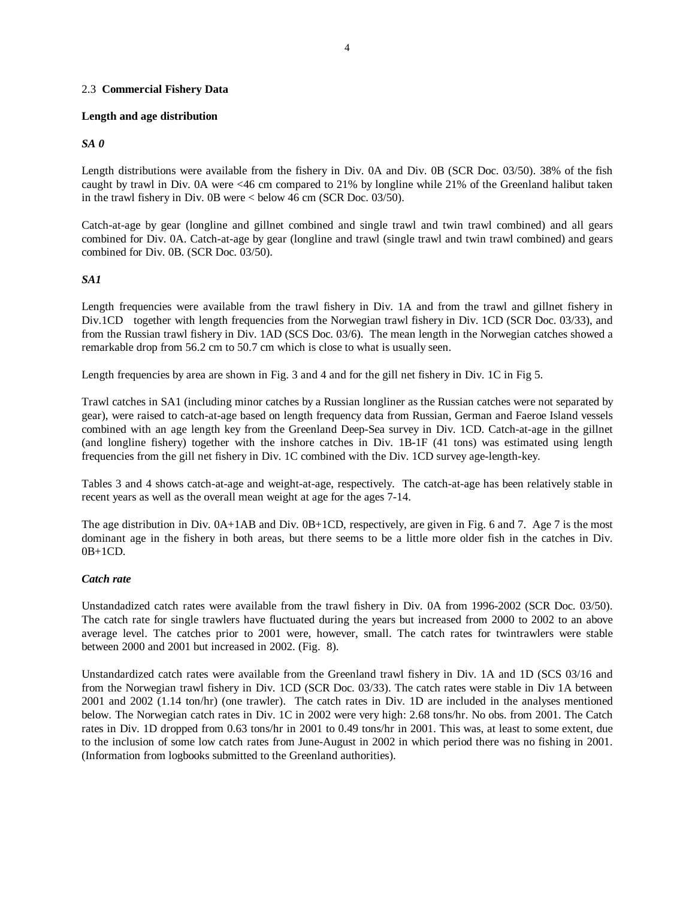## 2.3 **Commercial Fishery Data**

### Length and age distribution

***SA 0***

Length distributions were available from the fishery in Div. 0A and Div. 0B (SCR Doc. 03/50). 38% of the fish caught by trawl in Div. 0A were <46 cm compared to 21% by longline while 21% of the Greenland halibut taken in the trawl fishery in Div. 0B were < below 46 cm (SCR Doc. 03/50).

Catch-at-age by gear (longline and gillnet combined and single trawl and twin trawl combined) and all gears combined for Div. 0A. Catch-at-age by gear (longline and trawl (single trawl and twin trawl combined) and gears combined for Div. 0B. (SCR Doc. 03/50).

***SA1***

Length frequencies were available from the trawl fishery in Div. 1A and from the trawl and gillnet fishery in Div.1CD together with length frequencies from the Norwegian trawl fishery in Div. 1CD (SCR Doc. 03/33), and from the Russian trawl fishery in Div. 1AD (SCS Doc. 03/6). The mean length in the Norwegian catches showed a remarkable drop from 56.2 cm to 50.7 cm which is close to what is usually seen.

Length frequencies by area are shown in Fig. 3 and 4 and for the gill net fishery in Div. 1C in Fig 5.

Trawl catches in SA1 (including minor catches by a Russian longliner as the Russian catches were not separated by gear), were raised to catch-at-age based on length frequency data from Russian, German and Faeroe Island vessels combined with an age length key from the Greenland Deep-Sea survey in Div. 1CD. Catch-at-age in the gillnet (and longline fishery) together with the inshore catches in Div. 1B-1F (41 tons) was estimated using length frequencies from the gill net fishery in Div. 1C combined with the Div. 1CD survey age-length-key.

Tables 3 and 4 shows catch-at-age and weight-at-age, respectively. The catch-at-age has been relatively stable in recent years as well as the overall mean weight at age for the ages 7-14.

The age distribution in Div. 0A+1AB and Div. 0B+1CD, respectively, are given in Fig. 6 and 7. Age 7 is the most dominant age in the fishery in both areas, but there seems to be a little more older fish in the catches in Div. 0B+1CD.

***Catch rate***

Unstandadized catch rates were available from the trawl fishery in Div. 0A from 1996-2002 (SCR Doc. 03/50). The catch rate for single trawlers have fluctuated during the years but increased from 2000 to 2002 to an above average level. The catches prior to 2001 were, however, small. The catch rates for twintrawlers were stable between 2000 and 2001 but increased in 2002. (Fig. 8).

Unstandardized catch rates were available from the Greenland trawl fishery in Div. 1A and 1D (SCS 03/16 and from the Norwegian trawl fishery in Div. 1CD (SCR Doc. 03/33). The catch rates were stable in Div 1A between 2001 and 2002 (1.14 ton/hr) (one trawler). The catch rates in Div. 1D are included in the analyses mentioned below. The Norwegian catch rates in Div. 1C in 2002 were very high: 2.68 tons/hr. No obs. from 2001. The Catch rates in Div. 1D dropped from 0.63 tons/hr in 2001 to 0.49 tons/hr in 2001. This was, at least to some extent, due to the inclusion of some low catch rates from June-August in 2002 in which period there was no fishing in 2001. (Information from logbooks submitted to the Greenland authorities).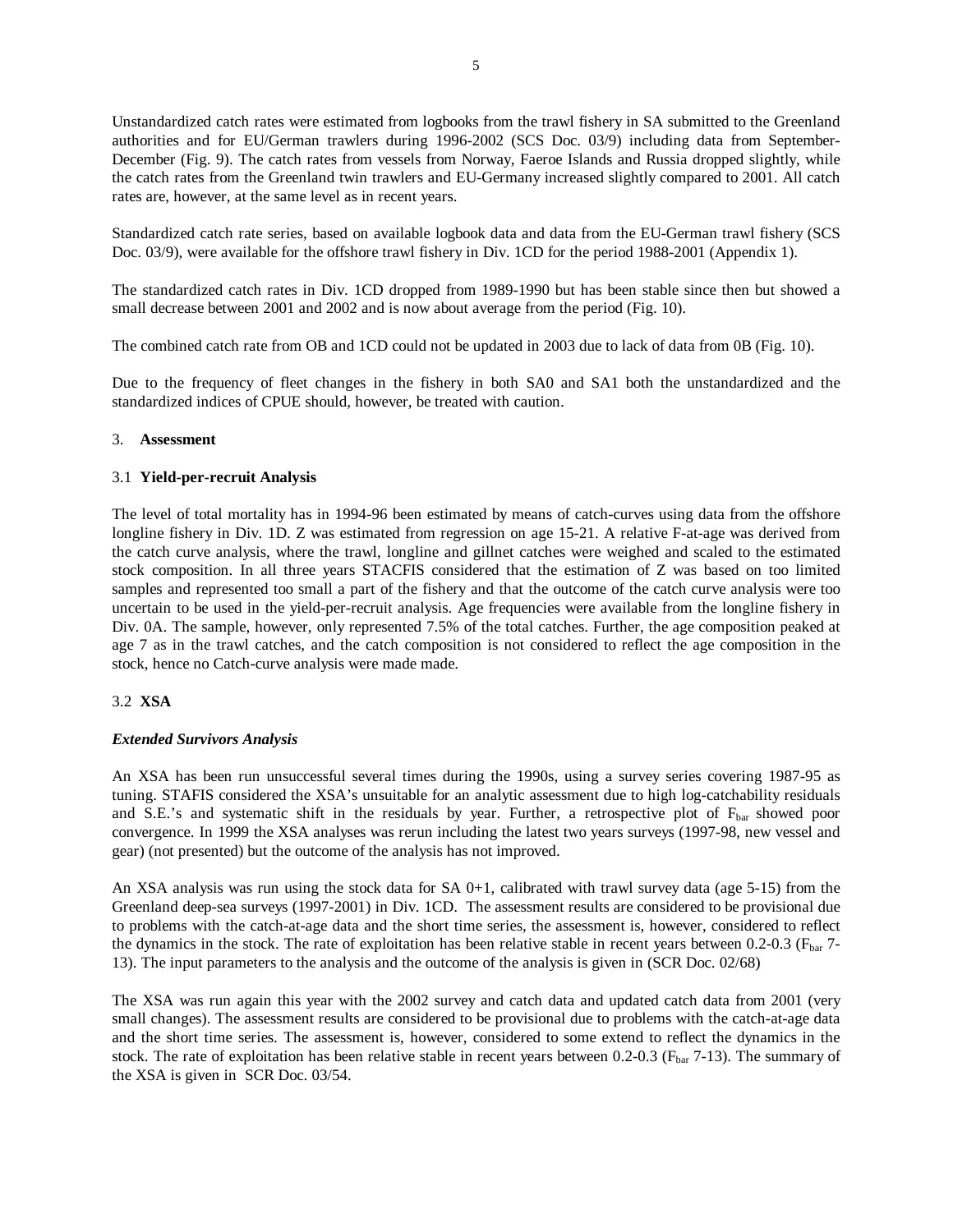Unstandardized catch rates were estimated from logbooks from the trawl fishery in SA submitted to the Greenland authorities and for EU/German trawlers during 1996-2002 (SCS Doc. 03/9) including data from September-December (Fig. 9). The catch rates from vessels from Norway, Faeroe Islands and Russia dropped slightly, while the catch rates from the Greenland twin trawlers and EU-Germany increased slightly compared to 2001. All catch rates are, however, at the same level as in recent years.

Standardized catch rate series, based on available logbook data and data from the EU-German trawl fishery (SCS Doc. 03/9), were available for the offshore trawl fishery in Div. 1CD for the period 1988-2001 (Appendix 1).

The standardized catch rates in Div. 1CD dropped from 1989-1990 but has been stable since then but showed a small decrease between 2001 and 2002 and is now about average from the period (Fig. 10).

The combined catch rate from OB and 1CD could not be updated in 2003 due to lack of data from 0B (Fig. 10).

Due to the frequency of fleet changes in the fishery in both SA0 and SA1 both the unstandardized and the standardized indices of CPUE should, however, be treated with caution.

## 3. **Assessment**

### 3.1 **Yield-per-recruit Analysis**

The level of total mortality has in 1994-96 been estimated by means of catch-curves using data from the offshore longline fishery in Div. 1D. Z was estimated from regression on age 15-21. A relative F-at-age was derived from the catch curve analysis, where the trawl, longline and gillnet catches were weighed and scaled to the estimated stock composition. In all three years STACFIS considered that the estimation of Z was based on too limited samples and represented too small a part of the fishery and that the outcome of the catch curve analysis were too uncertain to be used in the yield-per-recruit analysis. Age frequencies were available from the longline fishery in Div. 0A. The sample, however, only represented 7.5% of the total catches. Further, the age composition peaked at age 7 as in the trawl catches, and the catch composition is not considered to reflect the age composition in the stock, hence no Catch-curve analysis were made made.

### 3.2 **XSA**

***Extended Survivors Analysis***

An XSA has been run unsuccessful several times during the 1990s, using a survey series covering 1987-95 as tuning. STAFIS considered the XSA's unsuitable for an analytic assessment due to high log-catchability residuals and S.E.'s and systematic shift in the residuals by year. Further, a retrospective plot of $F_{bar}$ showed poor convergence. In 1999 the XSA analyses was rerun including the latest two years surveys (1997-98, new vessel and gear) (not presented) but the outcome of the analysis has not improved.

An XSA analysis was run using the stock data for SA 0+1, calibrated with trawl survey data (age 5-15) from the Greenland deep-sea surveys (1997-2001) in Div. 1CD. The assessment results are considered to be provisional due to problems with the catch-at-age data and the short time series, the assessment is, however, considered to reflect the dynamics in the stock. The rate of exploitation has been relative stable in recent years between 0.2-0.3 ($F_{bar}$ 7-13). The input parameters to the analysis and the outcome of the analysis is given in (SCR Doc. 02/68)

The XSA was run again this year with the 2002 survey and catch data and updated catch data from 2001 (very small changes). The assessment results are considered to be provisional due to problems with the catch-at-age data and the short time series. The assessment is, however, considered to some extend to reflect the dynamics in the stock. The rate of exploitation has been relative stable in recent years between 0.2-0.3 ($F_{bar}$ 7-13). The summary of the XSA is given in SCR Doc. 03/54.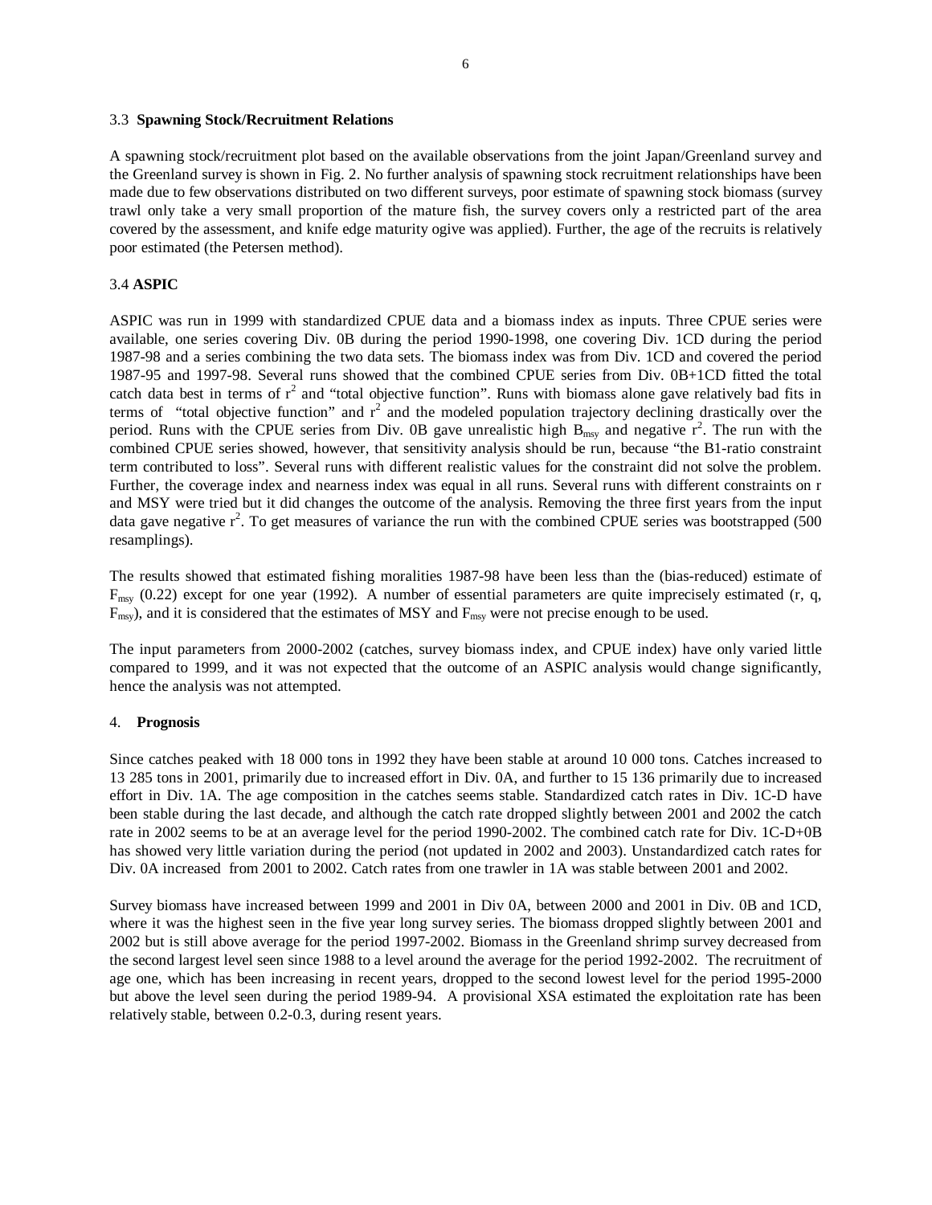### 3.3 **Spawning Stock/Recruitment Relations**

A spawning stock/recruitment plot based on the available observations from the joint Japan/Greenland survey and the Greenland survey is shown in Fig. 2. No further analysis of spawning stock recruitment relationships have been made due to few observations distributed on two different surveys, poor estimate of spawning stock biomass (survey trawl only take a very small proportion of the mature fish, the survey covers only a restricted part of the area covered by the assessment, and knife edge maturity ogive was applied). Further, the age of the recruits is relatively poor estimated (the Petersen method).

### 3.4 **ASPIC**

ASPIC was run in 1999 with standardized CPUE data and a biomass index as inputs. Three CPUE series were available, one series covering Div. 0B during the period 1990-1998, one covering Div. 1CD during the period 1987-98 and a series combining the two data sets. The biomass index was from Div. 1CD and covered the period 1987-95 and 1997-98. Several runs showed that the combined CPUE series from Div. 0B+1CD fitted the total catch data best in terms of $r^2$ and "total objective function". Runs with biomass alone gave relatively bad fits in terms of "total objective function" and $r^2$ and the modeled population trajectory declining drastically over the period. Runs with the CPUE series from Div. 0B gave unrealistic high $B_{msy}$ and negative $r^2$. The run with the combined CPUE series showed, however, that sensitivity analysis should be run, because "the B1-ratio constraint term contributed to loss". Several runs with different realistic values for the constraint did not solve the problem. Further, the coverage index and nearness index was equal in all runs. Several runs with different constraints on r and MSY were tried but it did changes the outcome of the analysis. Removing the three first years from the input data gave negative $r^2$. To get measures of variance the run with the combined CPUE series was bootstrapped (500 resamplings).

The results showed that estimated fishing moralities 1987-98 have been less than the (bias-reduced) estimate of $F_{msy}$ (0.22) except for one year (1992). A number of essential parameters are quite imprecisely estimated (r, q, $F_{msy}$), and it is considered that the estimates of MSY and $F_{msy}$ were not precise enough to be used.

The input parameters from 2000-2002 (catches, survey biomass index, and CPUE index) have only varied little compared to 1999, and it was not expected that the outcome of an ASPIC analysis would change significantly, hence the analysis was not attempted.

## 4. **Prognosis**

Since catches peaked with 18 000 tons in 1992 they have been stable at around 10 000 tons. Catches increased to 13 285 tons in 2001, primarily due to increased effort in Div. 0A, and further to 15 136 primarily due to increased effort in Div. 1A. The age composition in the catches seems stable. Standardized catch rates in Div. 1C-D have been stable during the last decade, and although the catch rate dropped slightly between 2001 and 2002 the catch rate in 2002 seems to be at an average level for the period 1990-2002. The combined catch rate for Div. 1C-D+0B has showed very little variation during the period (not updated in 2002 and 2003). Unstandardized catch rates for Div. 0A increased from 2001 to 2002. Catch rates from one trawler in 1A was stable between 2001 and 2002.

Survey biomass have increased between 1999 and 2001 in Div 0A, between 2000 and 2001 in Div. 0B and 1CD, where it was the highest seen in the five year long survey series. The biomass dropped slightly between 2001 and 2002 but is still above average for the period 1997-2002. Biomass in the Greenland shrimp survey decreased from the second largest level seen since 1988 to a level around the average for the period 1992-2002. The recruitment of age one, which has been increasing in recent years, dropped to the second lowest level for the period 1995-2000 but above the level seen during the period 1989-94. A provisional XSA estimated the exploitation rate has been relatively stable, between 0.2-0.3, during resent years.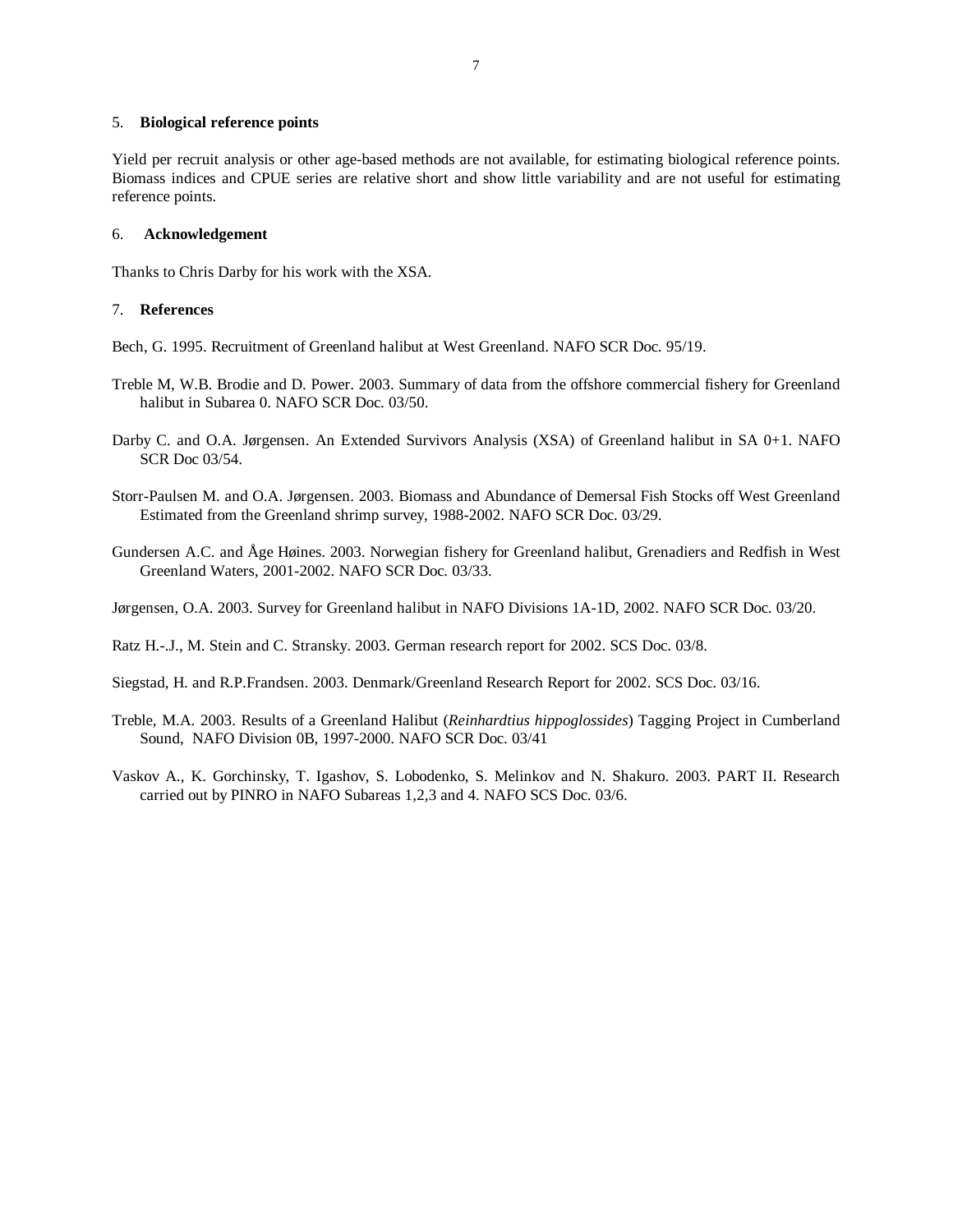## 5. Biological reference points

Yield per recruit analysis or other age-based methods are not available, for estimating biological reference points. Biomass indices and CPUE series are relative short and show little variability and are not useful for estimating reference points.

## 6. Acknowledgement

Thanks to Chris Darby for his work with the XSA.

## 7. References

Bech, G. 1995. Recruitment of Greenland halibut at West Greenland. NAFO SCR Doc. 95/19.

Treble M, W.B. Brodie and D. Power. 2003. Summary of data from the offshore commercial fishery for Greenland halibut in Subarea 0. NAFO SCR Doc. 03/50.

Darby C. and O.A. Jørgensen. An Extended Survivors Analysis (XSA) of Greenland halibut in SA 0+1. NAFO SCR Doc 03/54.

Storr-Paulsen M. and O.A. Jørgensen. 2003. Biomass and Abundance of Demersal Fish Stocks off West Greenland Estimated from the Greenland shrimp survey, 1988-2002. NAFO SCR Doc. 03/29.

Gundersen A.C. and Åge Høines. 2003. Norwegian fishery for Greenland halibut, Grenadiers and Redfish in West Greenland Waters, 2001-2002. NAFO SCR Doc. 03/33.

Jørgensen, O.A. 2003. Survey for Greenland halibut in NAFO Divisions 1A-1D, 2002. NAFO SCR Doc. 03/20.

Ratz H.-.J., M. Stein and C. Stransky. 2003. German research report for 2002. SCS Doc. 03/8.

Siegstad, H. and R.P.Frandsen. 2003. Denmark/Greenland Research Report for 2002. SCS Doc. 03/16.

Treble, M.A. 2003. Results of a Greenland Halibut (*Reinhardtius hippoglossides*) Tagging Project in Cumberland Sound, NAFO Division 0B, 1997-2000. NAFO SCR Doc. 03/41

Vaskov A., K. Gorchinsky, T. Igashov, S. Lobodenko, S. Melinkov and N. Shakuro. 2003. PART II. Research carried out by PINRO in NAFO Subareas 1,2,3 and 4. NAFO SCS Doc. 03/6.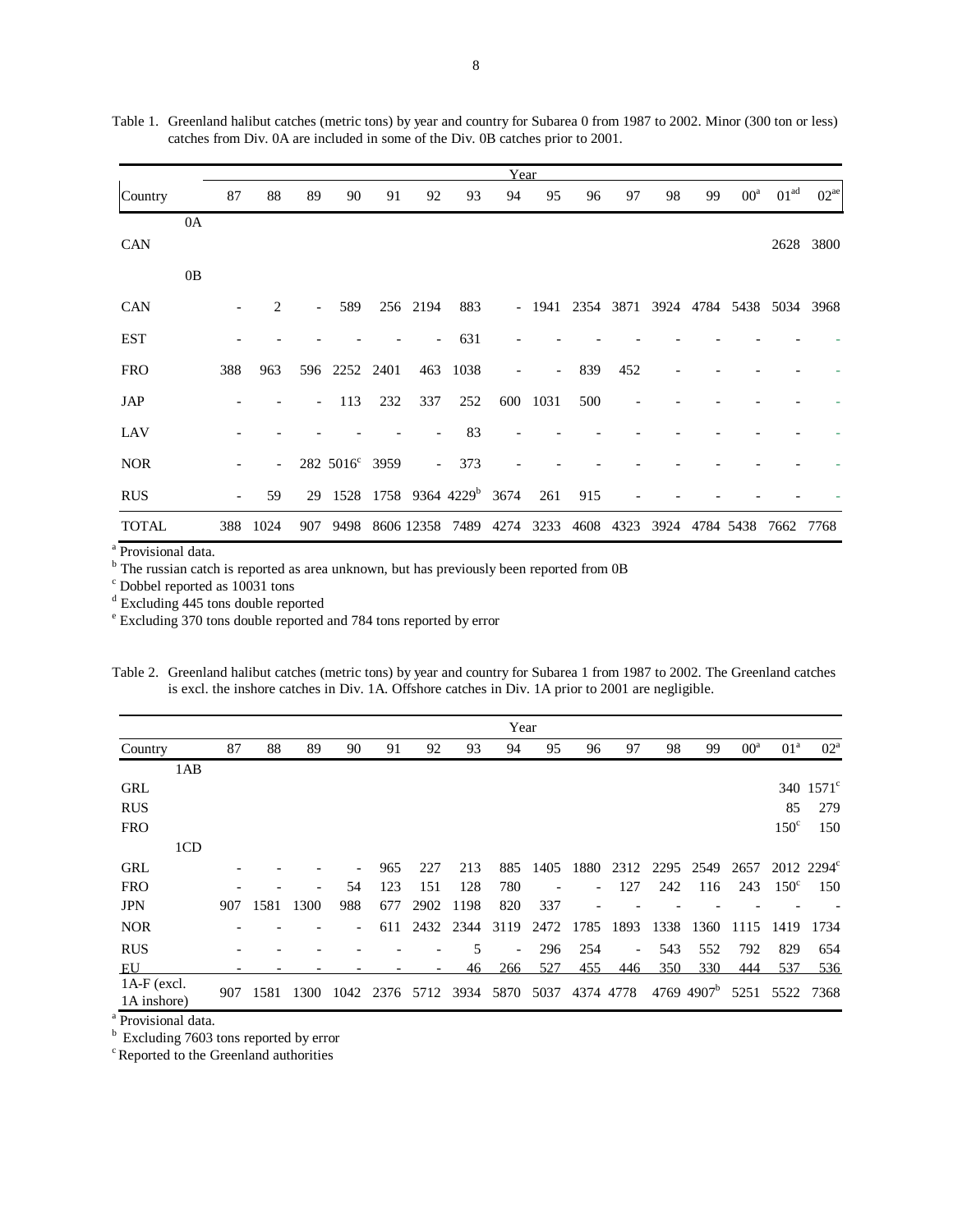Table 1. Greenland halibut catches (metric tons) by year and country for Subarea 0 from 1987 to 2002. Minor (300 ton or less) catches from Div. 0A are included in some of the Div. 0B catches prior to 2001.

| Country | | 87 | 88 | 89 | 90 | 91 | 92 | 93 | 94 | 95 | 96 | 97 | 98 | 99 | 00[a] | 01[ad] | 02[ae] |
|---|---|---|---|---|---|---|---|---|---|---|---|---|---|---|---|---|---|
| | 0A | | | | | | | | | | | | | | | | |
| CAN | | | | | | | | | | | | | | | | 2628 | 3800 |
| | 0B | | | | | | | | | | | | | | | | |
| CAN | | - | 2 | - | 589 | 256 | 2194 | 883 | - | 1941 | 2354 | 3871 | 3924 | 4784 | 5438 | 5034 | 3968 |
| EST | | - | - | - | - | - | - | 631 | - | - | - | - | - | - | - | - | - |
| FRO | | 388 | 963 | 596 | 2252 | 2401 | 463 | 1038 | - | - | 839 | 452 | - | - | - | - | - |
| JAP | | - | - | - | 113 | 232 | 337 | 252 | 600 | 1031 | 500 | - | - | - | - | - | - |
| LAV | | - | - | - | - | - | - | 83 | - | - | - | - | - | - | - | - | - |
| NOR | | - | - | 282 | 5016[c] | 3959 | - | 373 | - | - | - | - | - | - | - | - | - |
| RUS | | - | 59 | 29 | 1528 | 1758 | 9364 | 4229[b] | 3674 | 261 | 915 | - | - | - | - | - | - |
| TOTAL | | 388 | 1024 | 907 | 9498 | 8606 | 12358 | 7489 | 4274 | 3233 | 4608 | 4323 | 3924 | 4784 | 5438 | 7662 | 7768 |

[a] Provisional data.
[b] The russian catch is reported as area unknown, but has previously been reported from 0B
[c] Dobbel reported as 10031 tons
[d] Excluding 445 tons double reported
[e] Excluding 370 tons double reported and 784 tons reported by error

Table 2. Greenland halibut catches (metric tons) by year and country for Subarea 1 from 1987 to 2002. The Greenland catches is excl. the inshore catches in Div. 1A. Offshore catches in Div. 1A prior to 2001 are negligible.

| Country | | 87 | 88 | 89 | 90 | 91 | 92 | 93 | 94 | 95 | 96 | 97 | 98 | 99 | 00[a] | 01[a] | 02[a] |
|---|---|---|---|---|---|---|---|---|---|---|---|---|---|---|---|---|---|
| | 1AB | | | | | | | | | | | | | | | | |
| GRL | | | | | | | | | | | | | | | | 340 | 1571[c] |
| RUS | | | | | | | | | | | | | | | | 85 | 279 |
| FRO | | | | | | | | | | | | | | | | 150[c] | 150 |
| | 1CD | | | | | | | | | | | | | | | | |
| GRL | | - | - | - | - | 965 | 227 | 213 | 885 | 1405 | 1880 | 2312 | 2295 | 2549 | 2657 | 2012 | 2294[c] |
| FRO | | - | - | - | 54 | 123 | 151 | 128 | 780 | - | - | 127 | 242 | 116 | 243 | 150[c] | 150 |
| JPN | | 907 | 1581 | 1300 | 988 | 677 | 2902 | 1198 | 820 | 337 | - | - | - | - | - | - | - |
| NOR | | - | - | - | - | 611 | 2432 | 2344 | 3119 | 2472 | 1785 | 1893 | 1338 | 1360 | 1115 | 1419 | 1734 |
| RUS | | - | - | - | - | - | - | 5 | - | 296 | 254 | - | 543 | 552 | 792 | 829 | 654 |
| EU | | - | - | - | - | - | - | 46 | 266 | 527 | 455 | 446 | 350 | 330 | 444 | 537 | 536 |
| 1A-F (excl. 1A inshore) | | 907 | 1581 | 1300 | 1042 | 2376 | 5712 | 3934 | 5870 | 5037 | 4374 | 4778 | 4769 | 4907[b] | 5251 | 5522 | 7368 |

[a] Provisional data.
[b] Excluding 7603 tons reported by error
[c] Reported to the Greenland authorities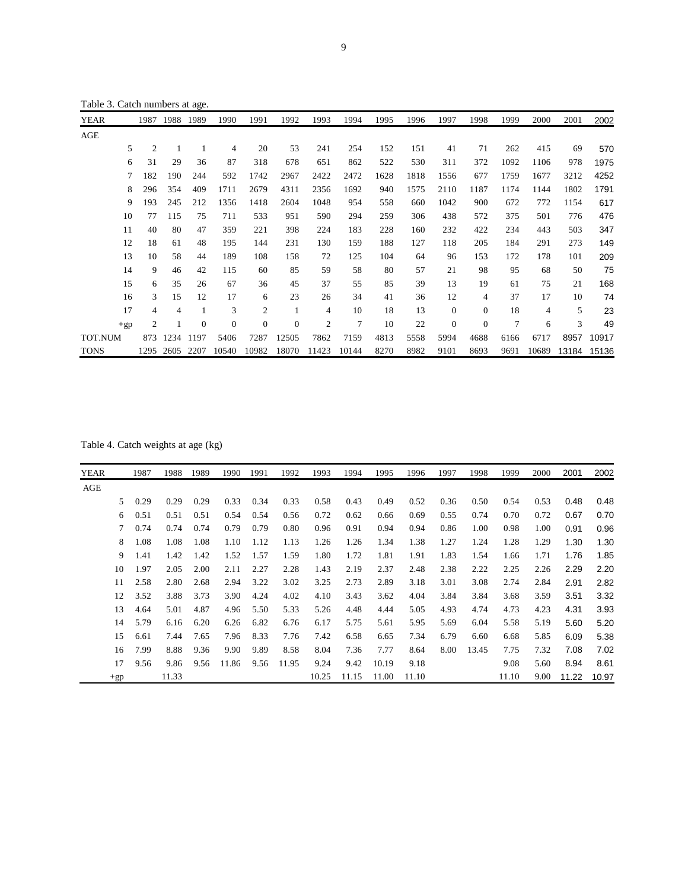Table 3. Catch numbers at age.

| YEAR | 1987 | 1988 | 1989 | 1990 | 1991 | 1992 | 1993 | 1994 | 1995 | 1996 | 1997 | 1998 | 1999 | 2000 | 2001 | 2002 |
|---|---|---|---|---|---|---|---|---|---|---|---|---|---|---|---|---|
| AGE | | | | | | | | | | | | | | | | |
| 5 | 2 | 1 | 1 | 4 | 20 | 53 | 241 | 254 | 152 | 151 | 41 | 71 | 262 | 415 | 69 | 570 |
| 6 | 31 | 29 | 36 | 87 | 318 | 678 | 651 | 862 | 522 | 530 | 311 | 372 | 1092 | 1106 | 978 | 1975 |
| 7 | 182 | 190 | 244 | 592 | 1742 | 2967 | 2422 | 2472 | 1628 | 1818 | 1556 | 677 | 1759 | 1677 | 3212 | 4252 |
| 8 | 296 | 354 | 409 | 1711 | 2679 | 4311 | 2356 | 1692 | 940 | 1575 | 2110 | 1187 | 1174 | 1144 | 1802 | 1791 |
| 9 | 193 | 245 | 212 | 1356 | 1418 | 2604 | 1048 | 954 | 558 | 660 | 1042 | 900 | 672 | 772 | 1154 | 617 |
| 10 | 77 | 115 | 75 | 711 | 533 | 951 | 590 | 294 | 259 | 306 | 438 | 572 | 375 | 501 | 776 | 476 |
| 11 | 40 | 80 | 47 | 359 | 221 | 398 | 224 | 183 | 228 | 160 | 232 | 422 | 234 | 443 | 503 | 347 |
| 12 | 18 | 61 | 48 | 195 | 144 | 231 | 130 | 159 | 188 | 127 | 118 | 205 | 184 | 291 | 273 | 149 |
| 13 | 10 | 58 | 44 | 189 | 108 | 158 | 72 | 125 | 104 | 64 | 96 | 153 | 172 | 178 | 101 | 209 |
| 14 | 9 | 46 | 42 | 115 | 60 | 85 | 59 | 58 | 80 | 57 | 21 | 98 | 95 | 68 | 50 | 75 |
| 15 | 6 | 35 | 26 | 67 | 36 | 45 | 37 | 55 | 85 | 39 | 13 | 19 | 61 | 75 | 21 | 168 |
| 16 | 3 | 15 | 12 | 17 | 6 | 23 | 26 | 34 | 41 | 36 | 12 | 4 | 37 | 17 | 10 | 74 |
| 17 | 4 | 4 | 1 | 3 | 2 | 1 | 4 | 10 | 18 | 13 | 0 | 0 | 18 | 4 | 5 | 23 |
| +gp | 2 | 1 | 0 | 0 | 0 | 0 | 2 | 7 | 10 | 22 | 0 | 0 | 7 | 6 | 3 | 49 |
| TOT.NUM | 873 | 1234 | 1197 | 5406 | 7287 | 12505 | 7862 | 7159 | 4813 | 5558 | 5994 | 4688 | 6166 | 6717 | 8957 | 10917 |
| TONS | 1295 | 2605 | 2207 | 10540 | 10982 | 18070 | 11423 | 10144 | 8270 | 8982 | 9101 | 8693 | 9691 | 10689 | 13184 | 15136 |

Table 4. Catch weights at age (kg)

| YEAR | 1987 | 1988 | 1989 | 1990 | 1991 | 1992 | 1993 | 1994 | 1995 | 1996 | 1997 | 1998 | 1999 | 2000 | 2001 | 2002 |
|---|---|---|---|---|---|---|---|---|---|---|---|---|---|---|---|---|
| AGE | | | | | | | | | | | | | | | | |
| 5 | 0.29 | 0.29 | 0.29 | 0.33 | 0.34 | 0.33 | 0.58 | 0.43 | 0.49 | 0.52 | 0.36 | 0.50 | 0.54 | 0.53 | 0.48 | 0.48 |
| 6 | 0.51 | 0.51 | 0.51 | 0.54 | 0.54 | 0.56 | 0.72 | 0.62 | 0.66 | 0.69 | 0.55 | 0.74 | 0.70 | 0.72 | 0.67 | 0.70 |
| 7 | 0.74 | 0.74 | 0.74 | 0.79 | 0.79 | 0.80 | 0.96 | 0.91 | 0.94 | 0.94 | 0.86 | 1.00 | 0.98 | 1.00 | 0.91 | 0.96 |
| 8 | 1.08 | 1.08 | 1.08 | 1.10 | 1.12 | 1.13 | 1.26 | 1.26 | 1.34 | 1.38 | 1.27 | 1.24 | 1.28 | 1.29 | 1.30 | 1.30 |
| 9 | 1.41 | 1.42 | 1.42 | 1.52 | 1.57 | 1.59 | 1.80 | 1.72 | 1.81 | 1.91 | 1.83 | 1.54 | 1.66 | 1.71 | 1.76 | 1.85 |
| 10 | 1.97 | 2.05 | 2.00 | 2.11 | 2.27 | 2.28 | 1.43 | 2.19 | 2.37 | 2.48 | 2.38 | 2.22 | 2.25 | 2.26 | 2.29 | 2.20 |
| 11 | 2.58 | 2.80 | 2.68 | 2.94 | 3.22 | 3.02 | 3.25 | 2.73 | 2.89 | 3.18 | 3.01 | 3.08 | 2.74 | 2.84 | 2.91 | 2.82 |
| 12 | 3.52 | 3.88 | 3.73 | 3.90 | 4.24 | 4.02 | 4.10 | 3.43 | 3.62 | 4.04 | 3.84 | 3.84 | 3.68 | 3.59 | 3.51 | 3.32 |
| 13 | 4.64 | 5.01 | 4.87 | 4.96 | 5.50 | 5.33 | 5.26 | 4.48 | 4.44 | 5.05 | 4.93 | 4.74 | 4.73 | 4.23 | 4.31 | 3.93 |
| 14 | 5.79 | 6.16 | 6.20 | 6.26 | 6.82 | 6.76 | 6.17 | 5.75 | 5.61 | 5.95 | 5.69 | 6.04 | 5.58 | 5.19 | 5.60 | 5.20 |
| 15 | 6.61 | 7.44 | 7.65 | 7.96 | 8.33 | 7.76 | 7.42 | 6.58 | 6.65 | 7.34 | 6.79 | 6.60 | 6.68 | 5.85 | 6.09 | 5.38 |
| 16 | 7.99 | 8.88 | 9.36 | 9.90 | 9.89 | 8.58 | 8.04 | 7.36 | 7.77 | 8.64 | 8.00 | 13.45 | 7.75 | 7.32 | 7.08 | 7.02 |
| 17 | 9.56 | 9.86 | 9.56 | 11.86 | 9.56 | 11.95 | 9.24 | 9.42 | 10.19 | 9.18 | | | 9.08 | 5.60 | 8.94 | 8.61 |
| +gp | | 11.33 | | | | | 10.25 | 11.15 | 11.00 | 11.10 | | | 11.10 | 9.00 | 11.22 | 10.97 |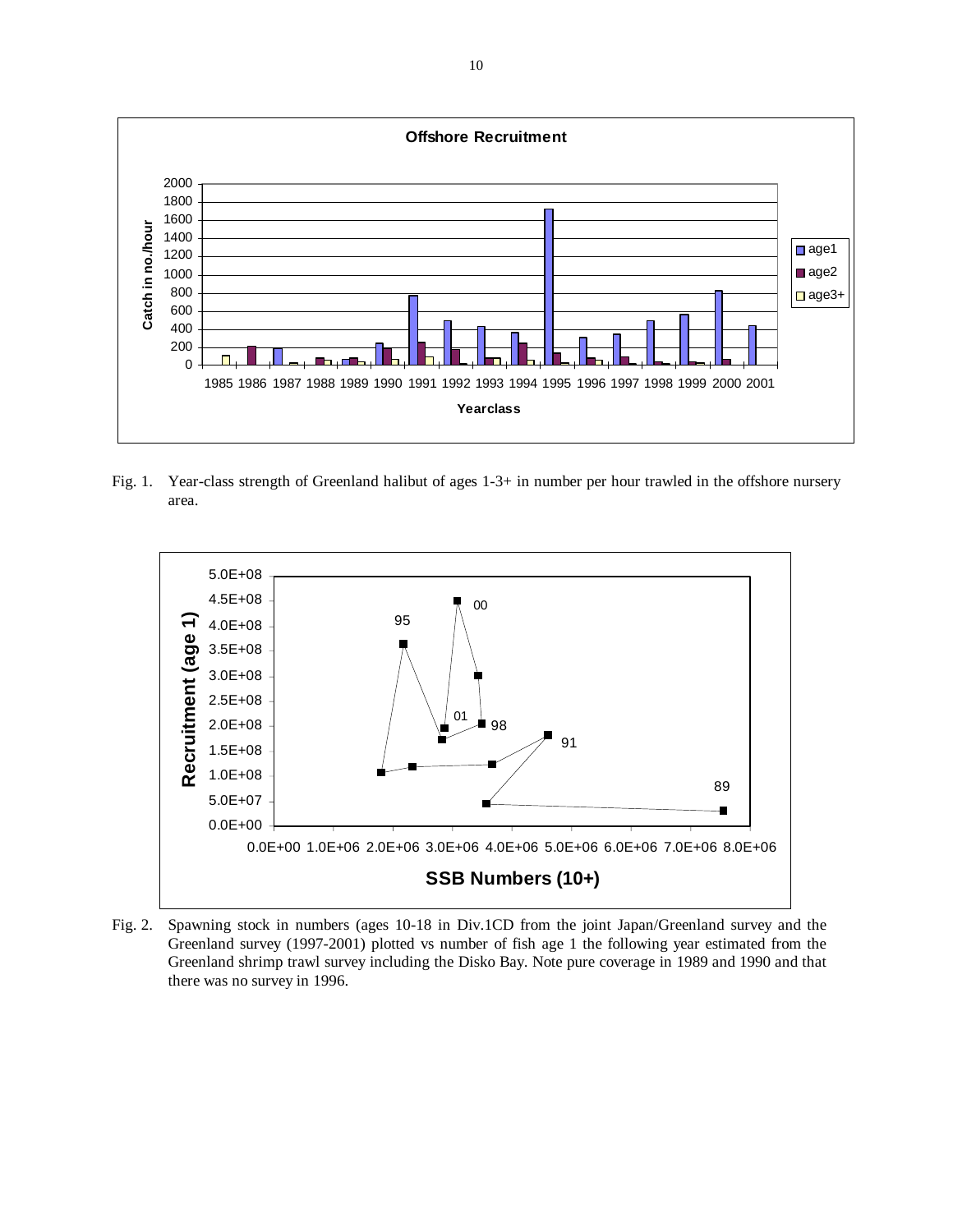Fig. 1. Year-class strength of Greenland halibut of ages 1-3+ in number per hour trawled in the offshore nursery area.

Fig. 2. Spawning stock in numbers (ages 10-18 in Div.1CD from the joint Japan/Greenland survey and the Greenland survey (1997-2001) plotted vs number of fish age 1 the following year estimated from the Greenland shrimp trawl survey including the Disko Bay. Note pure coverage in 1989 and 1990 and that there was no survey in 1996.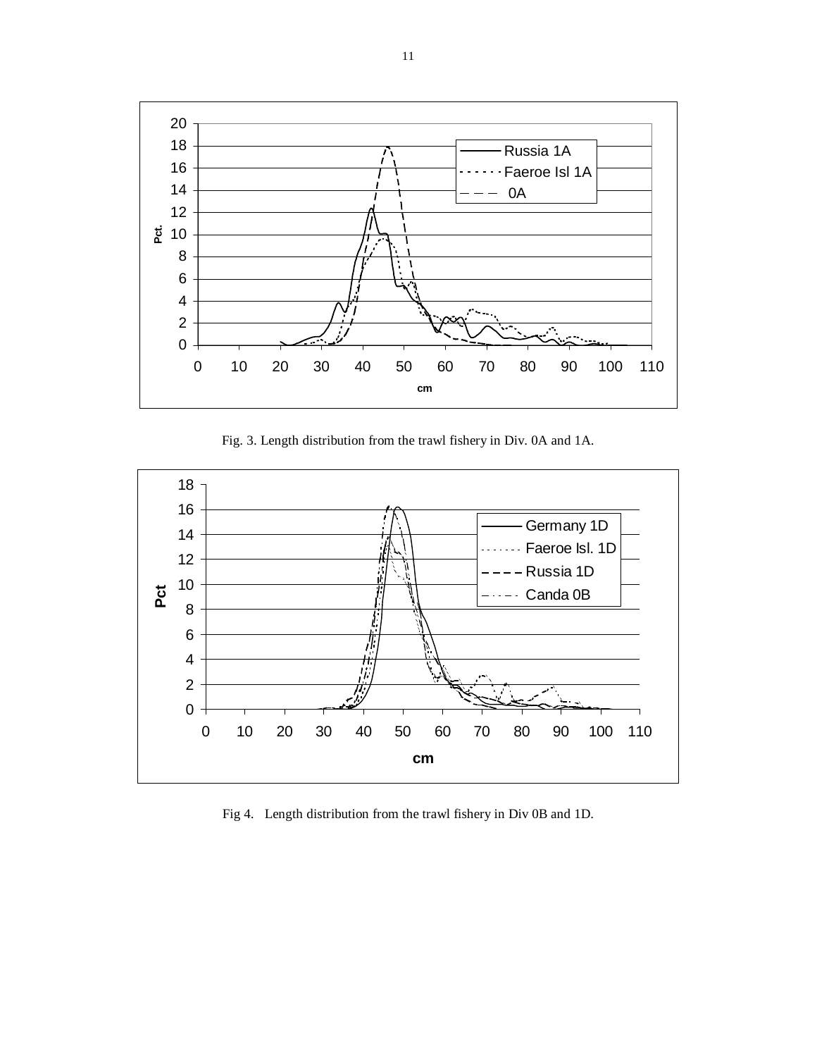Fig. 3. Length distribution from the trawl fishery in Div. 0A and 1A.

Fig 4. Length distribution from the trawl fishery in Div 0B and 1D.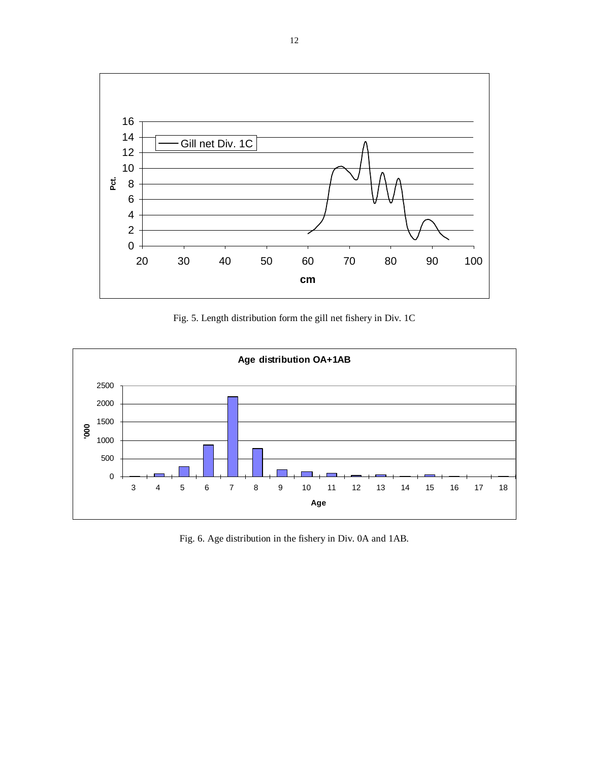Fig. 5. Length distribution form the gill net fishery in Div. 1C

Fig. 6. Age distribution in the fishery in Div. 0A and 1AB.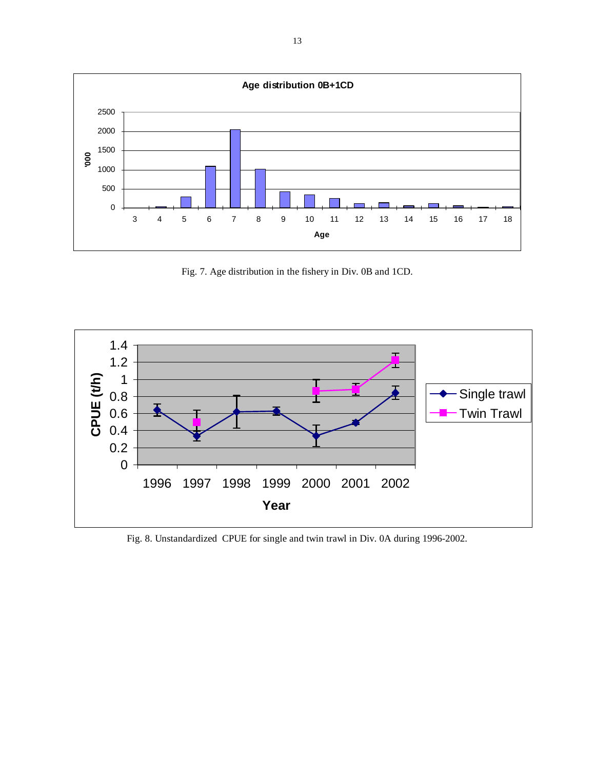Fig. 7. Age distribution in the fishery in Div. 0B and 1CD.

Fig. 8. Unstandardized CPUE for single and twin trawl in Div. 0A during 1996-2002.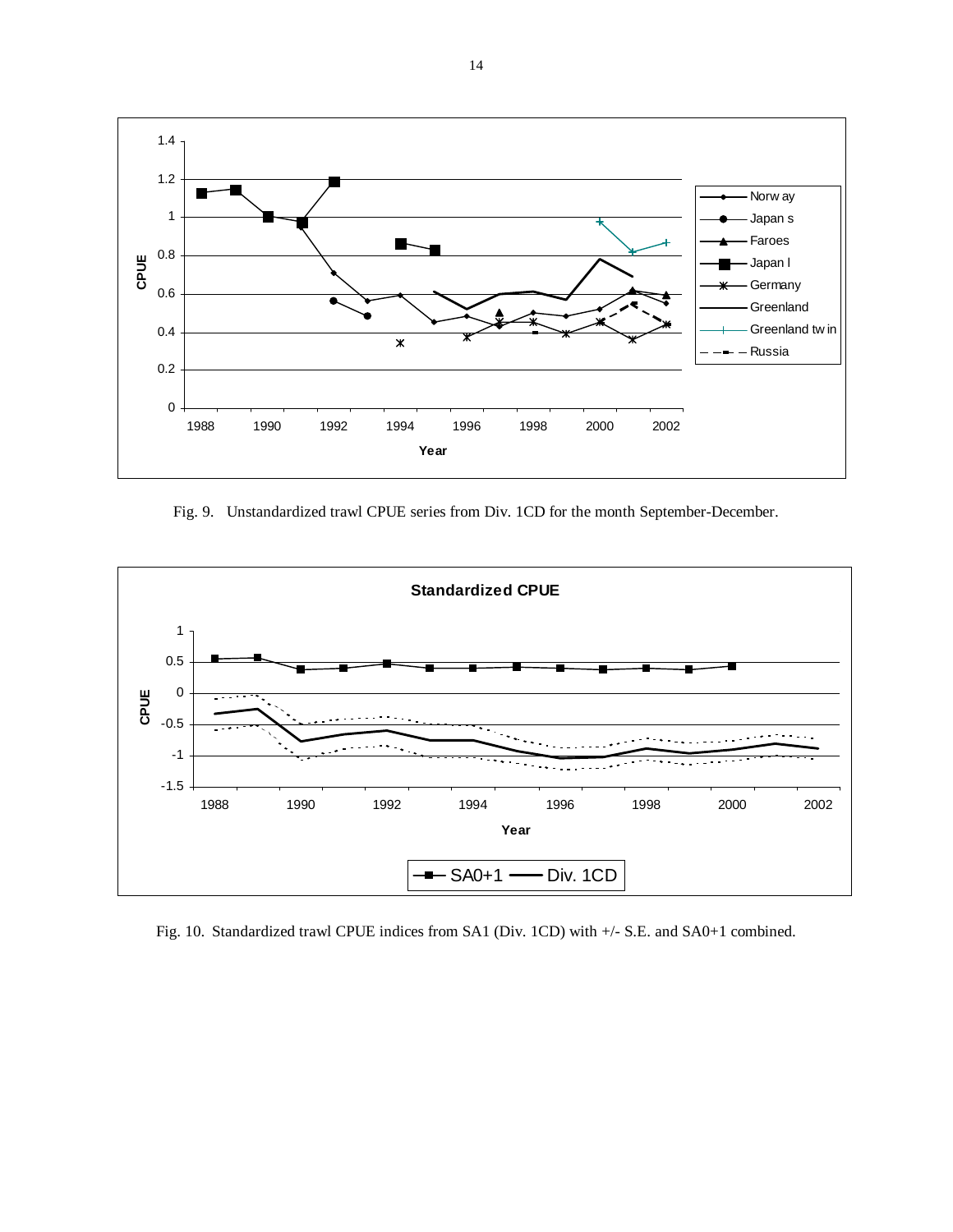Fig. 9. Unstandardized trawl CPUE series from Div. 1CD for the month September-December.

Fig. 10. Standardized trawl CPUE indices from SA1 (Div. 1CD) with +/- S.E. and SA0+1 combined.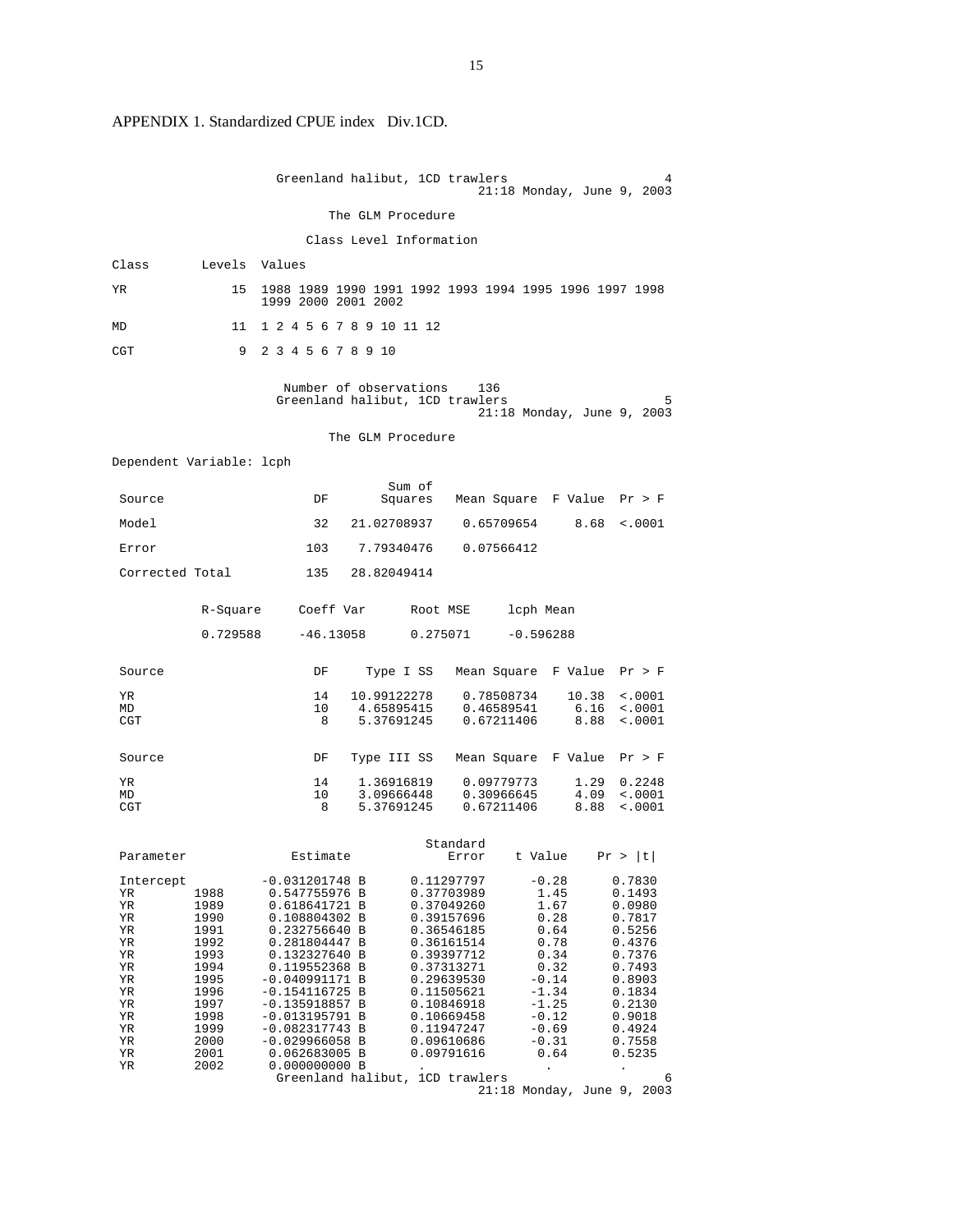APPENDIX 1. Standardized CPUE index Div.1CD.

Greenland halibut, 1CD trawlers
21:18 Monday, June 9, 2003

The GLM Procedure

Class Level Information

| Class | Levels | Values |
|---|---|---|
| YR | 15 | 1988 1989 1990 1991 1992 1993 1994 1995 1996 1997 1998 1999 2000 2001 2002 |
| MD | 11 | 1 2 4 5 6 7 8 9 10 11 12 |
| CGT | 9 | 2 3 4 5 6 7 8 9 10 |

Number of observations 136

Greenland halibut, 1CD trawlers
21:18 Monday, June 9, 2003

The GLM Procedure

Dependent Variable: lcph

| Source | DF | Sum of Squares | Mean Square | F Value | Pr > F |
|---|---|---|---|---|---|
| Model | 32 | 21.02708937 | 0.65709654 | 8.68 | <.0001 |
| Error | 103 | 7.79340476 | 0.07566412 | | |
| Corrected Total | 135 | 28.82049414 | | | |

| R-Square | Coeff Var | Root MSE | lcph Mean |
|---|---|---|---|
| 0.729588 | -46.13058 | 0.275071 | -0.596288 |

| Source | DF | Type I SS | Mean Square | F Value | Pr > F |
|---|---|---|---|---|---|
| YR | 14 | 10.99122278 | 0.78508734 | 10.38 | <.0001 |
| MD | 10 | 4.65895415 | 0.46589541 | 6.16 | <.0001 |
| CGT | 8 | 5.37691245 | 0.67211406 | 8.88 | <.0001 |

| Source | DF | Type III SS | Mean Square | F Value | Pr > F |
|---|---|---|---|---|---|
| YR | 14 | 1.36916819 | 0.09779773 | 1.29 | 0.2248 |
| MD | 10 | 3.09666448 | 0.30966645 | 4.09 | <.0001 |
| CGT | 8 | 5.37691245 | 0.67211406 | 8.88 | <.0001 |

| Parameter | | Estimate | Standard Error | t Value | Pr > \|t\| |
|---|---|---|---|---|---|
| Intercept | | -0.031201748 B | 0.11297797 | -0.28 | 0.7830 |
| YR | 1988 | 0.547755976 B | 0.37703989 | 1.45 | 0.1493 |
| YR | 1989 | 0.618641721 B | 0.37049260 | 1.67 | 0.0980 |
| YR | 1990 | 0.108804302 B | 0.39157696 | 0.28 | 0.7817 |
| YR | 1991 | 0.232756640 B | 0.36546185 | 0.64 | 0.5256 |
| YR | 1992 | 0.281804447 B | 0.36161514 | 0.78 | 0.4376 |
| YR | 1993 | 0.132327640 B | 0.39397712 | 0.34 | 0.7376 |
| YR | 1994 | 0.119552368 B | 0.37313271 | 0.32 | 0.7493 |
| YR | 1995 | -0.040991171 B | 0.29639530 | -0.14 | 0.8903 |
| YR | 1996 | -0.154116725 B | 0.11505621 | -1.34 | 0.1834 |
| YR | 1997 | -0.135918857 B | 0.10846918 | -1.25 | 0.2130 |
| YR | 1998 | -0.013195791 B | 0.10669458 | -0.12 | 0.9018 |
| YR | 1999 | -0.082317743 B | 0.11947247 | -0.69 | 0.4924 |
| YR | 2000 | -0.029966058 B | 0.09610686 | -0.31 | 0.7558 |
| YR | 2001 | 0.062683005 B | 0.09791616 | 0.64 | 0.5235 |
| YR | 2002 | 0.000000000 B | . | . | . |

Greenland halibut, 1CD trawlers
21:18 Monday, June 9, 2003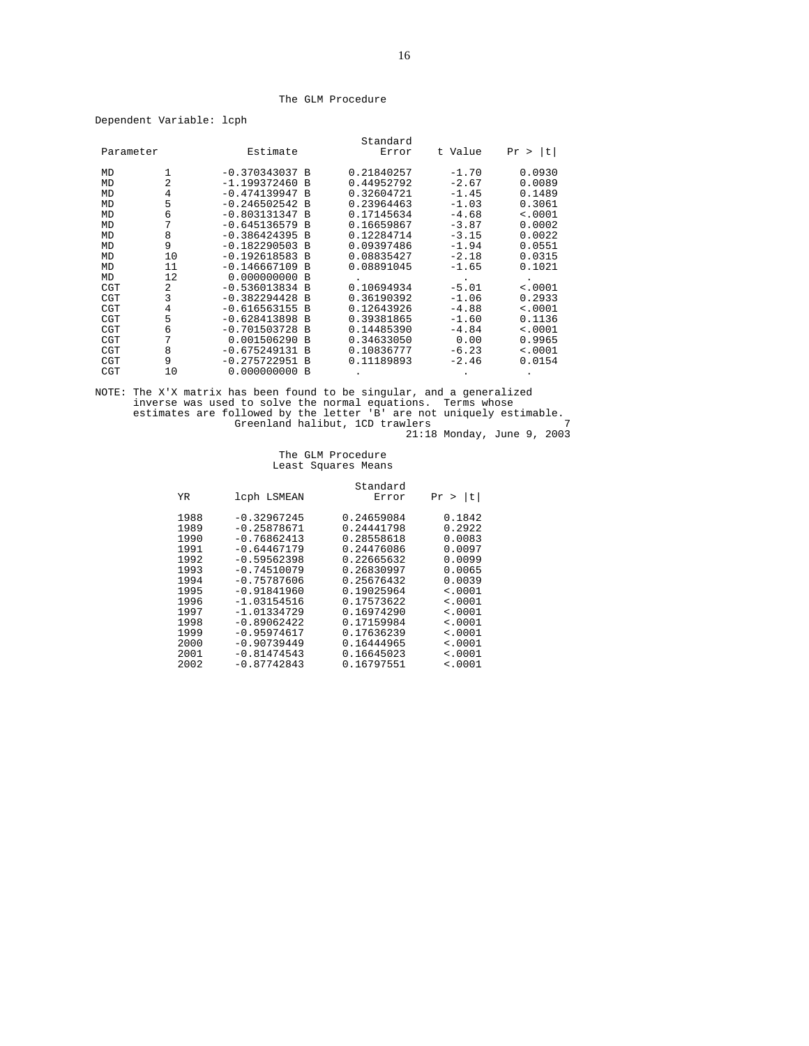The GLM Procedure

Dependent Variable: lcph

| Parameter | | Estimate | | Standard Error | t Value | Pr > \|t\| |
|---|---|---|---|---|---|---|
| MD | 1 | -0.370343037 | B | 0.21840257 | -1.70 | 0.0930 |
| MD | 2 | -1.199372460 | B | 0.44952792 | -2.67 | 0.0089 |
| MD | 4 | -0.474139947 | B | 0.32604721 | -1.45 | 0.1489 |
| MD | 5 | -0.246502542 | B | 0.23964463 | -1.03 | 0.3061 |
| MD | 6 | -0.803131347 | B | 0.17145634 | -4.68 | <.0001 |
| MD | 7 | -0.645136579 | B | 0.16659867 | -3.87 | 0.0002 |
| MD | 8 | -0.386424395 | B | 0.12284714 | -3.15 | 0.0022 |
| MD | 9 | -0.182290503 | B | 0.09397486 | -1.94 | 0.0551 |
| MD | 10 | -0.192618583 | B | 0.08835427 | -2.18 | 0.0315 |
| MD | 11 | -0.146667109 | B | 0.08891045 | -1.65 | 0.1021 |
| MD | 12 | 0.000000000 | B | . | . | . |
| CGT | 2 | -0.536013834 | B | 0.10694934 | -5.01 | <.0001 |
| CGT | 3 | -0.382294428 | B | 0.36190392 | -1.06 | 0.2933 |
| CGT | 4 | -0.616563155 | B | 0.12643926 | -4.88 | <.0001 |
| CGT | 5 | -0.628413898 | B | 0.39381865 | -1.60 | 0.1136 |
| CGT | 6 | -0.701503728 | B | 0.14485390 | -4.84 | <.0001 |
| CGT | 7 | 0.001506290 | B | 0.34633050 | 0.00 | 0.9965 |
| CGT | 8 | -0.675249131 | B | 0.10836777 | -6.23 | <.0001 |
| CGT | 9 | -0.275722951 | B | 0.11189893 | -2.46 | 0.0154 |
| CGT | 10 | 0.000000000 | B | . | . | . |

NOTE: The X'X matrix has been found to be singular, and a generalized inverse was used to solve the normal equations. Terms whose estimates are followed by the letter 'B' are not uniquely estimable.

Greenland halibut, 1CD trawlers 7

21:18 Monday, June 9, 2003

The GLM Procedure
Least Squares Means

| YR | lcph LSMEAN | Standard Error | Pr > \|t\| |
|---|---|---|---|
| 1988 | -0.32967245 | 0.24659084 | 0.1842 |
| 1989 | -0.25878671 | 0.24441798 | 0.2922 |
| 1990 | -0.76862413 | 0.28558618 | 0.0083 |
| 1991 | -0.64467179 | 0.24476086 | 0.0097 |
| 1992 | -0.59562398 | 0.22665632 | 0.0099 |
| 1993 | -0.74510079 | 0.26830997 | 0.0065 |
| 1994 | -0.75787606 | 0.25676432 | 0.0039 |
| 1995 | -0.91841960 | 0.19025964 | <.0001 |
| 1996 | -1.03154516 | 0.17573622 | <.0001 |
| 1997 | -1.01334729 | 0.16974290 | <.0001 |
| 1998 | -0.89062422 | 0.17159984 | <.0001 |
| 1999 | -0.95974617 | 0.17636239 | <.0001 |
| 2000 | -0.90739449 | 0.16444965 | <.0001 |
| 2001 | -0.81474543 | 0.16645023 | <.0001 |
| 2002 | -0.87742843 | 0.16797551 | <.0001 |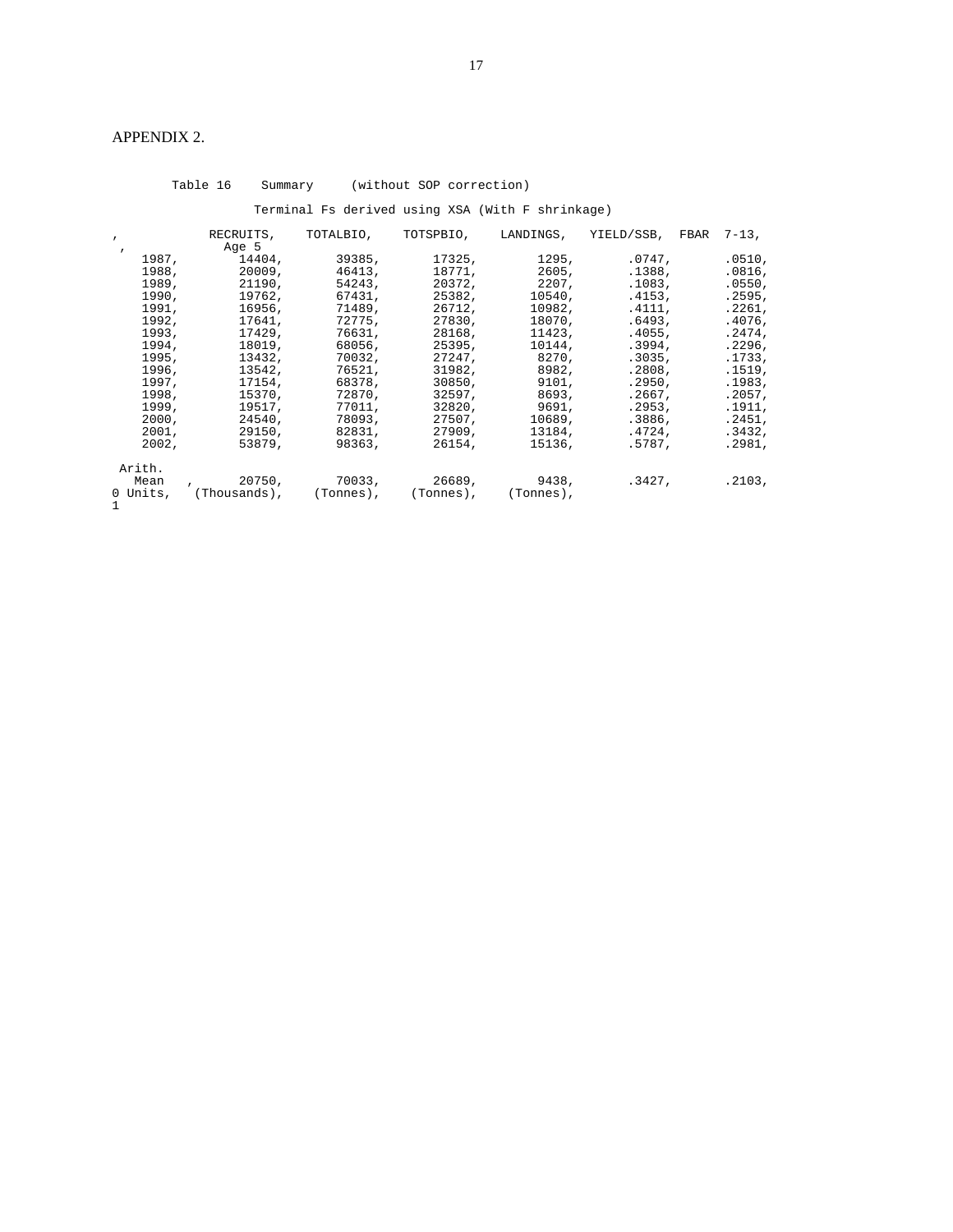APPENDIX 2.

Table 16 Summary (without SOP correction)

Terminal Fs derived using XSA (With F shrinkage)

| | RECRUITS, Age 5 | TOTALBIO, | TOTSPBIO, | LANDINGS, | YIELD/SSB, | FBAR 7-13, |
|---|---|---|---|---|---|---|
| 1987, | 14404, | 39385, | 17325, | 1295, | .0747, | .0510, |
| 1988, | 20009, | 46413, | 18771, | 2605, | .1388, | .0816, |
| 1989, | 21190, | 54243, | 20372, | 2207, | .1083, | .0550, |
| 1990, | 19762, | 67431, | 25382, | 10540, | .4153, | .2595, |
| 1991, | 16956, | 71489, | 26712, | 10982, | .4111, | .2261, |
| 1992, | 17641, | 72775, | 27830, | 18070, | .6493, | .4076, |
| 1993, | 17429, | 76631, | 28168, | 11423, | .4055, | .2474, |
| 1994, | 18019, | 68056, | 25395, | 10144, | .3994, | .2296, |
| 1995, | 13432, | 70032, | 27247, | 8270, | .3035, | .1733, |
| 1996, | 13542, | 76521, | 31982, | 8982, | .2808, | .1519, |
| 1997, | 17154, | 68378, | 30850, | 9101, | .2950, | .1983, |
| 1998, | 15370, | 72870, | 32597, | 8693, | .2667, | .2057, |
| 1999, | 19517, | 77011, | 32820, | 9691, | .2953, | .1911, |
| 2000, | 24540, | 78093, | 27507, | 10689, | .3886, | .2451, |
| 2001, | 29150, | 82831, | 27909, | 13184, | .4724, | .3432, |
| 2002, | 53879, | 98363, | 26154, | 15136, | .5787, | .2981, |
| Arith. Mean , | 20750, | 70033, | 26689, | 9438, | .3427, | .2103, |
| 0 Units, | (Thousands), | (Tonnes), | (Tonnes), | (Tonnes), | | |

1